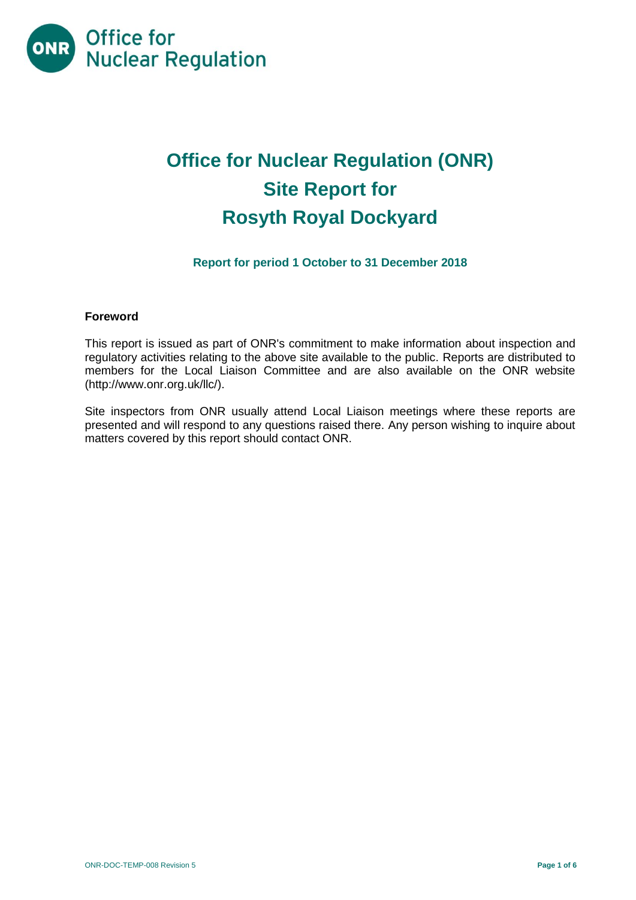# Office for Nuclear Regulation (ONR) Site Report for Rosyth Royal Dockyard

**Report for period 1 October to 31 December 2018**

### Foreword

This report is issued as part of ONR's commitment to make information about inspection and regulatory activities relating to the above site available to the public. Reports are distributed to members for the Local Liaison Committee and are also available on the ONR website (http://www.onr.org.uk/llc/).

Site inspectors from ONR usually attend Local Liaison meetings where these reports are presented and will respond to any questions raised there. Any person wishing to inquire about matters covered by this report should contact ONR.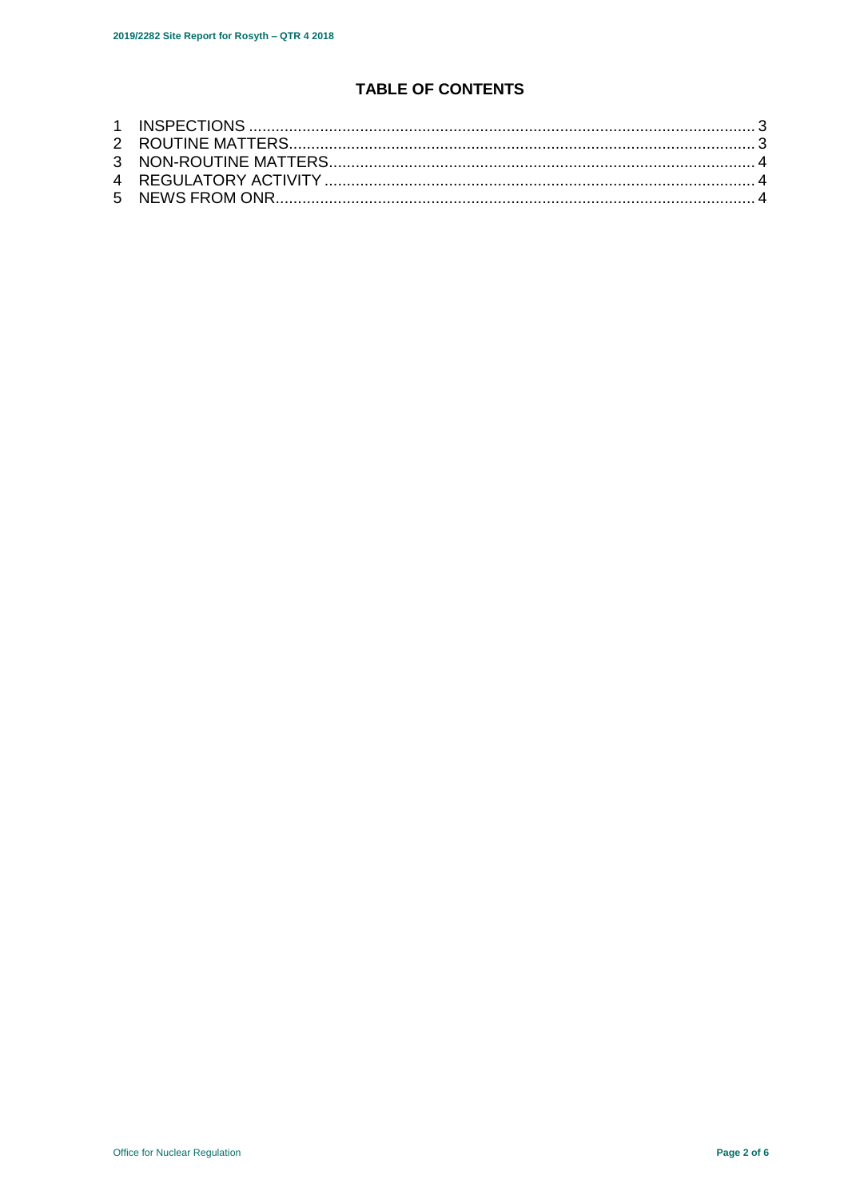## TABLE OF CONTENTS

1 INSPECTIONS ........................................................................................................ 3
2 ROUTINE MATTERS.............................................................................................. 3
3 NON-ROUTINE MATTERS...................................................................................... 4
4 REGULATORY ACTIVITY ...................................................................................... 4
5 NEWS FROM ONR................................................................................................. 4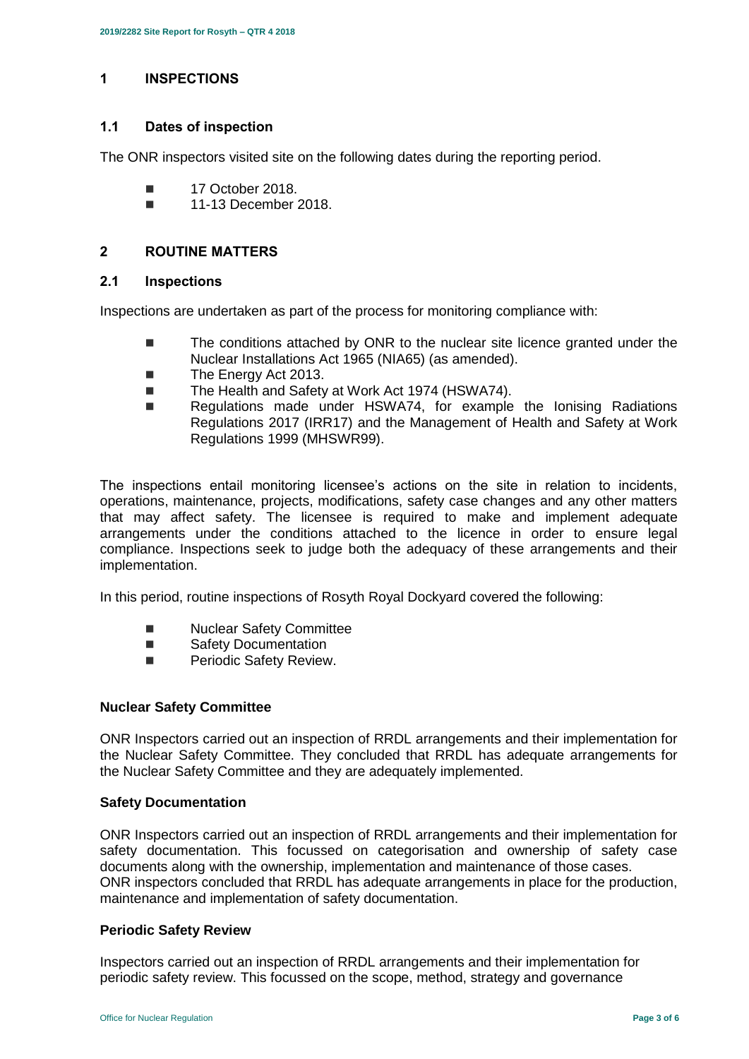## 1 INSPECTIONS

### 1.1 Dates of inspection

The ONR inspectors visited site on the following dates during the reporting period.

- 17 October 2018.
- 11-13 December 2018.

## 2 ROUTINE MATTERS

### 2.1 Inspections

Inspections are undertaken as part of the process for monitoring compliance with:

- The conditions attached by ONR to the nuclear site licence granted under the Nuclear Installations Act 1965 (NIA65) (as amended).
- The Energy Act 2013.
- The Health and Safety at Work Act 1974 (HSWA74).
- Regulations made under HSWA74, for example the Ionising Radiations Regulations 2017 (IRR17) and the Management of Health and Safety at Work Regulations 1999 (MHSWR99).

The inspections entail monitoring licensee's actions on the site in relation to incidents, operations, maintenance, projects, modifications, safety case changes and any other matters that may affect safety. The licensee is required to make and implement adequate arrangements under the conditions attached to the licence in order to ensure legal compliance. Inspections seek to judge both the adequacy of these arrangements and their implementation.

In this period, routine inspections of Rosyth Royal Dockyard covered the following:

- Nuclear Safety Committee
- Safety Documentation
- Periodic Safety Review.

**Nuclear Safety Committee**

ONR Inspectors carried out an inspection of RRDL arrangements and their implementation for the Nuclear Safety Committee. They concluded that RRDL has adequate arrangements for the Nuclear Safety Committee and they are adequately implemented.

**Safety Documentation**

ONR Inspectors carried out an inspection of RRDL arrangements and their implementation for safety documentation. This focussed on categorisation and ownership of safety case documents along with the ownership, implementation and maintenance of those cases.
ONR inspectors concluded that RRDL has adequate arrangements in place for the production, maintenance and implementation of safety documentation.

**Periodic Safety Review**

Inspectors carried out an inspection of RRDL arrangements and their implementation for periodic safety review. This focussed on the scope, method, strategy and governance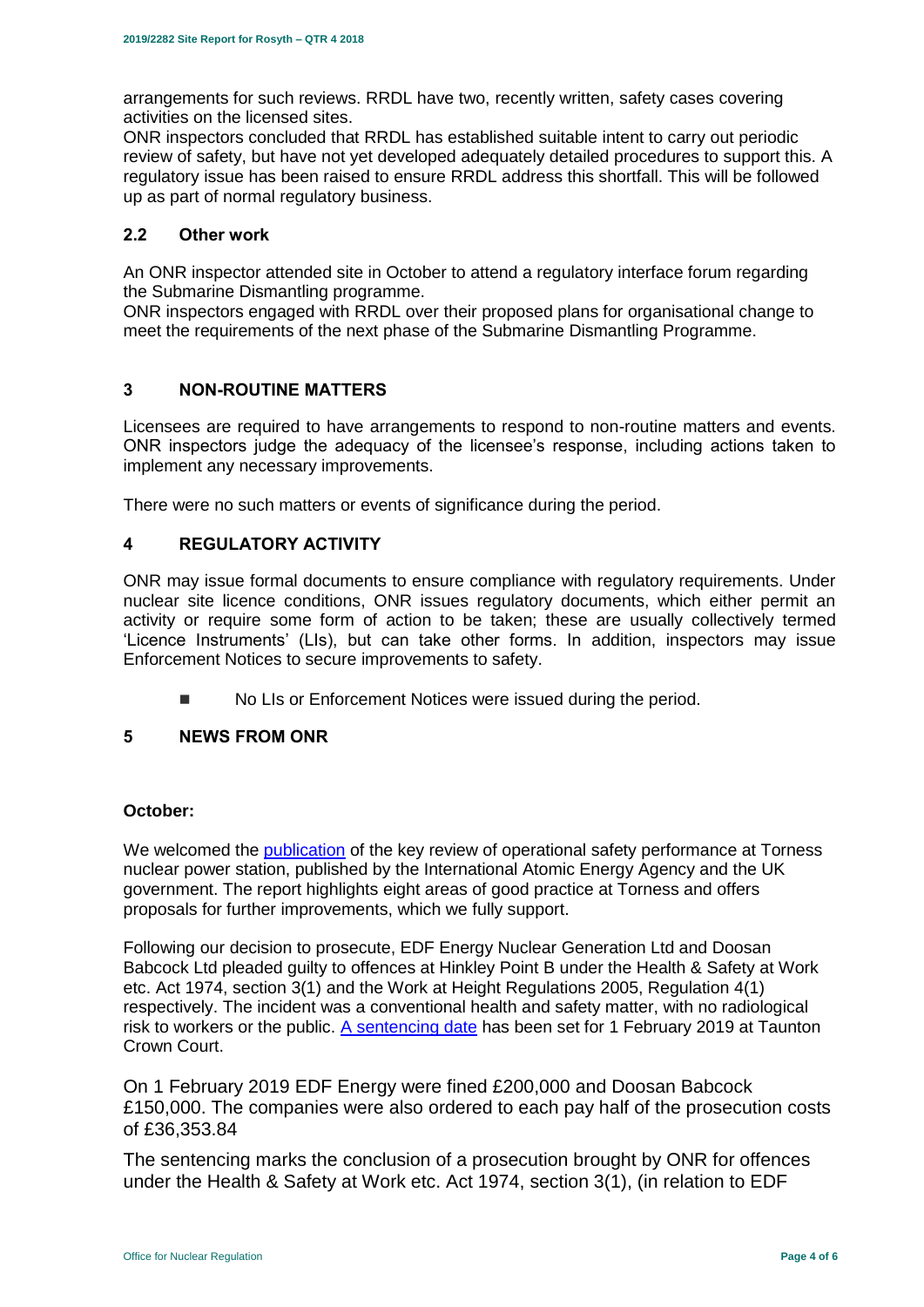arrangements for such reviews. RRDL have two, recently written, safety cases covering activities on the licensed sites.

ONR inspectors concluded that RRDL has established suitable intent to carry out periodic review of safety, but have not yet developed adequately detailed procedures to support this. A regulatory issue has been raised to ensure RRDL address this shortfall. This will be followed up as part of normal regulatory business.

### 2.2 Other work

An ONR inspector attended site in October to attend a regulatory interface forum regarding the Submarine Dismantling programme.

ONR inspectors engaged with RRDL over their proposed plans for organisational change to meet the requirements of the next phase of the Submarine Dismantling Programme.

## 3 NON-ROUTINE MATTERS

Licensees are required to have arrangements to respond to non-routine matters and events. ONR inspectors judge the adequacy of the licensee's response, including actions taken to implement any necessary improvements.

There were no such matters or events of significance during the period.

## 4 REGULATORY ACTIVITY

ONR may issue formal documents to ensure compliance with regulatory requirements. Under nuclear site licence conditions, ONR issues regulatory documents, which either permit an activity or require some form of action to be taken; these are usually collectively termed 'Licence Instruments' (LIs), but can take other forms. In addition, inspectors may issue Enforcement Notices to secure improvements to safety.

- No LIs or Enforcement Notices were issued during the period.

## 5 NEWS FROM ONR

**October:**

We welcomed the publication of the key review of operational safety performance at Torness nuclear power station, published by the International Atomic Energy Agency and the UK government. The report highlights eight areas of good practice at Torness and offers proposals for further improvements, which we fully support.

Following our decision to prosecute, EDF Energy Nuclear Generation Ltd and Doosan Babcock Ltd pleaded guilty to offences at Hinkley Point B under the Health & Safety at Work etc. Act 1974, section 3(1) and the Work at Height Regulations 2005, Regulation 4(1) respectively. The incident was a conventional health and safety matter, with no radiological risk to workers or the public. A sentencing date has been set for 1 February 2019 at Taunton Crown Court.

On 1 February 2019 EDF Energy were fined £200,000 and Doosan Babcock £150,000. The companies were also ordered to each pay half of the prosecution costs of £36,353.84

The sentencing marks the conclusion of a prosecution brought by ONR for offences under the Health & Safety at Work etc. Act 1974, section 3(1), (in relation to EDF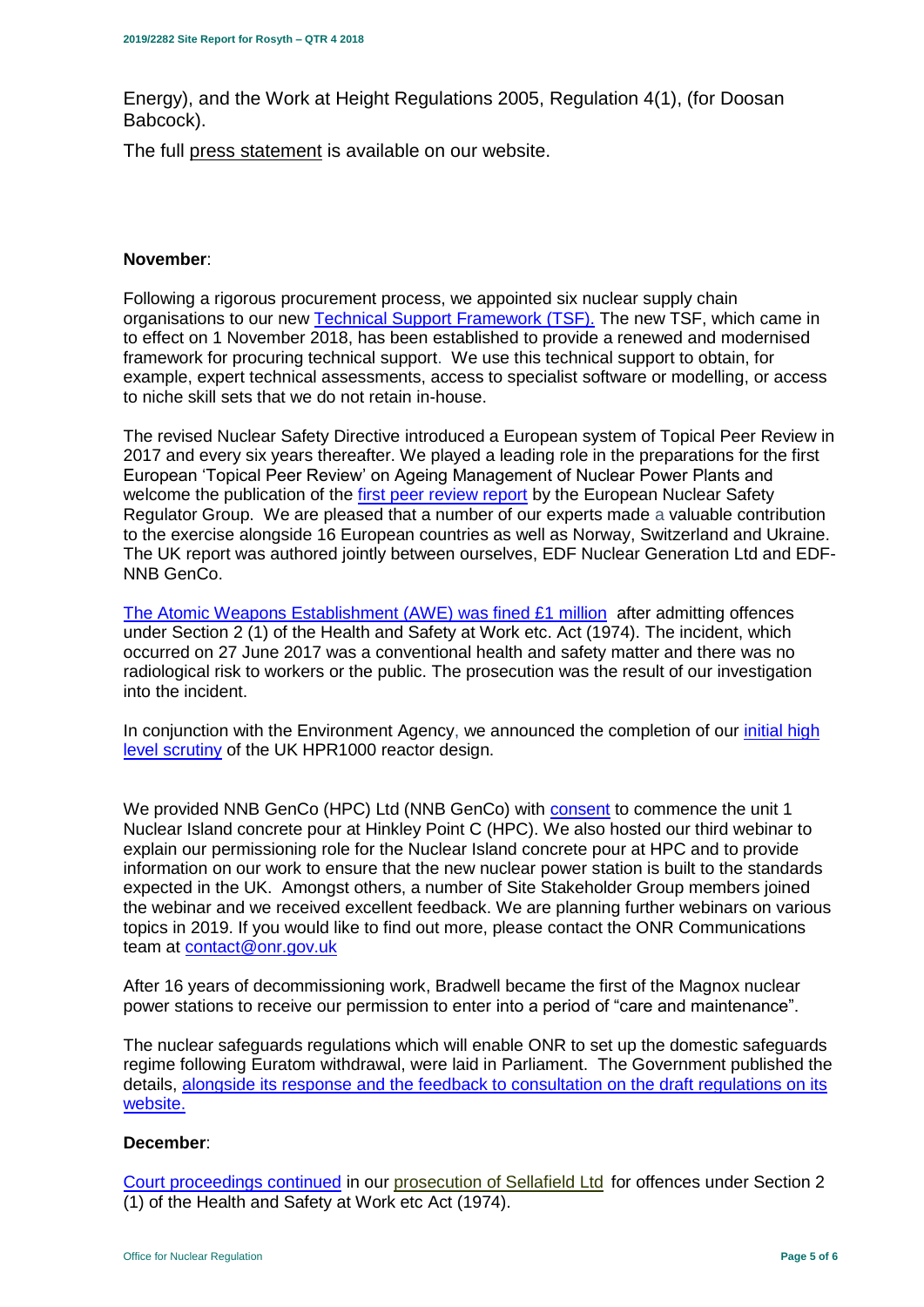Energy), and the Work at Height Regulations 2005, Regulation 4(1), (for Doosan Babcock).

The full press statement is available on our website.

**November**:

Following a rigorous procurement process, we appointed six nuclear supply chain organisations to our new Technical Support Framework (TSF). The new TSF, which came in to effect on 1 November 2018, has been established to provide a renewed and modernised framework for procuring technical support. We use this technical support to obtain, for example, expert technical assessments, access to specialist software or modelling, or access to niche skill sets that we do not retain in-house.

The revised Nuclear Safety Directive introduced a European system of Topical Peer Review in 2017 and every six years thereafter. We played a leading role in the preparations for the first European 'Topical Peer Review' on Ageing Management of Nuclear Power Plants and welcome the publication of the first peer review report by the European Nuclear Safety Regulator Group. We are pleased that a number of our experts made a valuable contribution to the exercise alongside 16 European countries as well as Norway, Switzerland and Ukraine. The UK report was authored jointly between ourselves, EDF Nuclear Generation Ltd and EDF-NNB GenCo.

The Atomic Weapons Establishment (AWE) was fined £1 million after admitting offences under Section 2 (1) of the Health and Safety at Work etc. Act (1974). The incident, which occurred on 27 June 2017 was a conventional health and safety matter and there was no radiological risk to workers or the public. The prosecution was the result of our investigation into the incident.

In conjunction with the Environment Agency, we announced the completion of our initial high level scrutiny of the UK HPR1000 reactor design.

We provided NNB GenCo (HPC) Ltd (NNB GenCo) with consent to commence the unit 1 Nuclear Island concrete pour at Hinkley Point C (HPC). We also hosted our third webinar to explain our permissioning role for the Nuclear Island concrete pour at HPC and to provide information on our work to ensure that the new nuclear power station is built to the standards expected in the UK. Amongst others, a number of Site Stakeholder Group members joined the webinar and we received excellent feedback. We are planning further webinars on various topics in 2019. If you would like to find out more, please contact the ONR Communications team at contact@onr.gov.uk

After 16 years of decommissioning work, Bradwell became the first of the Magnox nuclear power stations to receive our permission to enter into a period of "care and maintenance".

The nuclear safeguards regulations which will enable ONR to set up the domestic safeguards regime following Euratom withdrawal, were laid in Parliament. The Government published the details, alongside its response and the feedback to consultation on the draft regulations on its website.

**December**:

Court proceedings continued in our prosecution of Sellafield Ltd for offences under Section 2 (1) of the Health and Safety at Work etc Act (1974).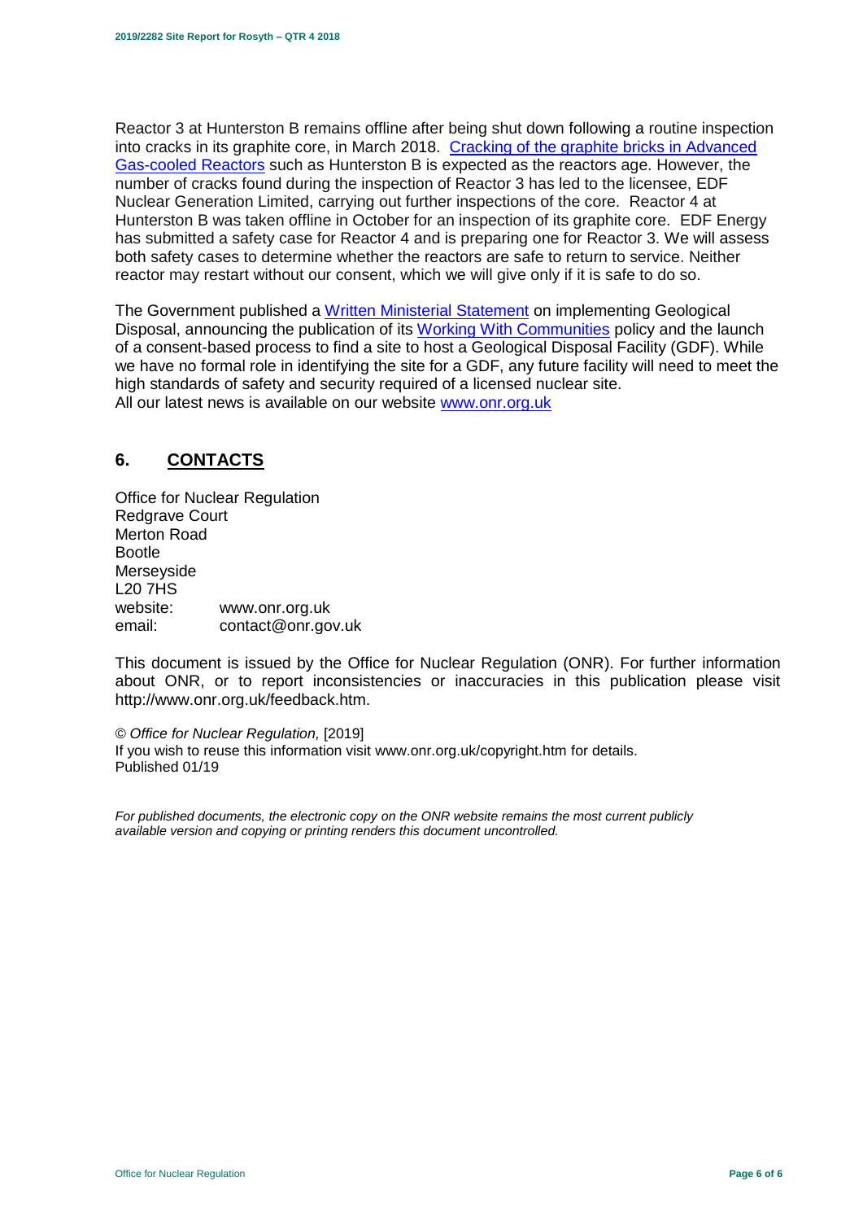Reactor 3 at Hunterston B remains offline after being shut down following a routine inspection into cracks in its graphite core, in March 2018. Cracking of the graphite bricks in Advanced Gas-cooled Reactors such as Hunterston B is expected as the reactors age. However, the number of cracks found during the inspection of Reactor 3 has led to the licensee, EDF Nuclear Generation Limited, carrying out further inspections of the core. Reactor 4 at Hunterston B was taken offline in October for an inspection of its graphite core. EDF Energy has submitted a safety case for Reactor 4 and is preparing one for Reactor 3. We will assess both safety cases to determine whether the reactors are safe to return to service. Neither reactor may restart without our consent, which we will give only if it is safe to do so.

The Government published a Written Ministerial Statement on implementing Geological Disposal, announcing the publication of its Working With Communities policy and the launch of a consent-based process to find a site to host a Geological Disposal Facility (GDF). While we have no formal role in identifying the site for a GDF, any future facility will need to meet the high standards of safety and security required of a licensed nuclear site.
All our latest news is available on our website www.onr.org.uk

## 6. CONTACTS

Office for Nuclear Regulation
Redgrave Court
Merton Road
Bootle
Merseyside
L20 7HS
website: www.onr.org.uk
email: contact@onr.gov.uk

This document is issued by the Office for Nuclear Regulation (ONR). For further information about ONR, or to report inconsistencies or inaccuracies in this publication please visit http://www.onr.org.uk/feedback.htm.

© *Office for Nuclear Regulation,* [2019]
If you wish to reuse this information visit www.onr.org.uk/copyright.htm for details.
Published 01/19

*For published documents, the electronic copy on the ONR website remains the most current publicly available version and copying or printing renders this document uncontrolled.*